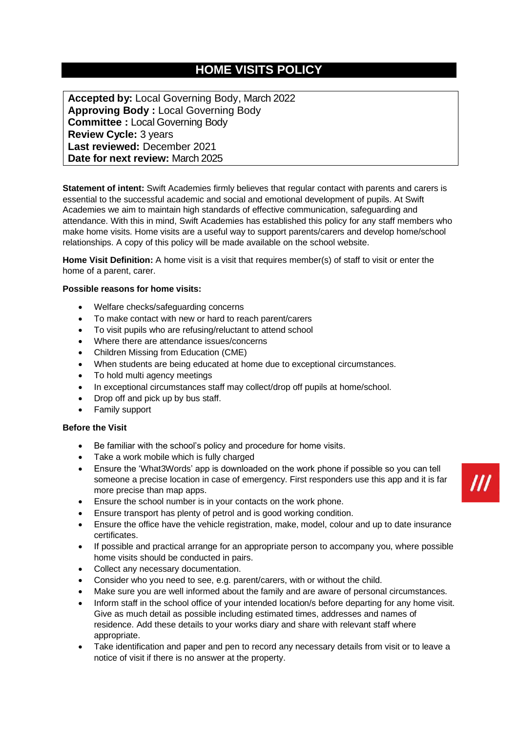# HOME VISITS POLICY

**Accepted by:** Local Governing Body, March 2022
**Approving Body :** Local Governing Body
**Committee :** Local Governing Body
**Review Cycle:** 3 years
**Last reviewed:** December 2021
**Date for next review:** March 2025

**Statement of intent:** Swift Academies firmly believes that regular contact with parents and carers is essential to the successful academic and social and emotional development of pupils. At Swift Academies we aim to maintain high standards of effective communication, safeguarding and attendance. With this in mind, Swift Academies has established this policy for any staff members who make home visits. Home visits are a useful way to support parents/carers and develop home/school relationships. A copy of this policy will be made available on the school website.

**Home Visit Definition:** A home visit is a visit that requires member(s) of staff to visit or enter the home of a parent, carer.

**Possible reasons for home visits:**

- Welfare checks/safeguarding concerns
- To make contact with new or hard to reach parent/carers
- To visit pupils who are refusing/reluctant to attend school
- Where there are attendance issues/concerns
- Children Missing from Education (CME)
- When students are being educated at home due to exceptional circumstances.
- To hold multi agency meetings
- In exceptional circumstances staff may collect/drop off pupils at home/school.
- Drop off and pick up by bus staff.
- Family support

**Before the Visit**

- Be familiar with the school's policy and procedure for home visits.
- Take a work mobile which is fully charged
- Ensure the 'What3Words' app is downloaded on the work phone if possible so you can tell someone a precise location in case of emergency. First responders use this app and it is far more precise than map apps.
- Ensure the school number is in your contacts on the work phone.
- Ensure transport has plenty of petrol and is good working condition.
- Ensure the office have the vehicle registration, make, model, colour and up to date insurance certificates.
- If possible and practical arrange for an appropriate person to accompany you, where possible home visits should be conducted in pairs.
- Collect any necessary documentation.
- Consider who you need to see, e.g. parent/carers, with or without the child.
- Make sure you are well informed about the family and are aware of personal circumstances.
- Inform staff in the school office of your intended location/s before departing for any home visit. Give as much detail as possible including estimated times, addresses and names of residence. Add these details to your works diary and share with relevant staff where appropriate.
- Take identification and paper and pen to record any necessary details from visit or to leave a notice of visit if there is no answer at the property.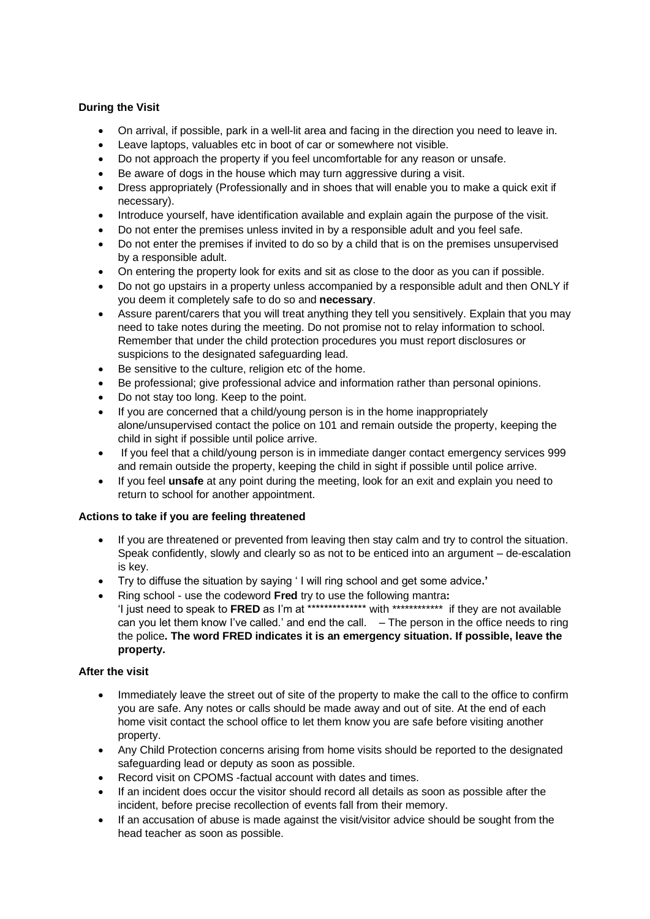**During the Visit**

- On arrival, if possible, park in a well-lit area and facing in the direction you need to leave in.
- Leave laptops, valuables etc in boot of car or somewhere not visible.
- Do not approach the property if you feel uncomfortable for any reason or unsafe.
- Be aware of dogs in the house which may turn aggressive during a visit.
- Dress appropriately (Professionally and in shoes that will enable you to make a quick exit if necessary).
- Introduce yourself, have identification available and explain again the purpose of the visit.
- Do not enter the premises unless invited in by a responsible adult and you feel safe.
- Do not enter the premises if invited to do so by a child that is on the premises unsupervised by a responsible adult.
- On entering the property look for exits and sit as close to the door as you can if possible.
- Do not go upstairs in a property unless accompanied by a responsible adult and then ONLY if you deem it completely safe to do so and **necessary**.
- Assure parent/carers that you will treat anything they tell you sensitively. Explain that you may need to take notes during the meeting. Do not promise not to relay information to school. Remember that under the child protection procedures you must report disclosures or suspicions to the designated safeguarding lead.
- Be sensitive to the culture, religion etc of the home.
- Be professional; give professional advice and information rather than personal opinions.
- Do not stay too long. Keep to the point.
- If you are concerned that a child/young person is in the home inappropriately alone/unsupervised contact the police on 101 and remain outside the property, keeping the child in sight if possible until police arrive.
- If you feel that a child/young person is in immediate danger contact emergency services 999 and remain outside the property, keeping the child in sight if possible until police arrive.
- If you feel **unsafe** at any point during the meeting, look for an exit and explain you need to return to school for another appointment.

**Actions to take if you are feeling threatened**

- If you are threatened or prevented from leaving then stay calm and try to control the situation. Speak confidently, slowly and clearly so as not to be enticed into an argument – de-escalation is key.
- Try to diffuse the situation by saying ' I will ring school and get some advice**.'**
- Ring school - use the codeword **Fred** try to use the following mantra**:**
  'I just need to speak to **FRED** as I'm at ************** with ************ if they are not available can you let them know I've called.' and end the call. – The person in the office needs to ring the police**. The word FRED indicates it is an emergency situation. If possible, leave the property.**

**After the visit**

- Immediately leave the street out of site of the property to make the call to the office to confirm you are safe. Any notes or calls should be made away and out of site. At the end of each home visit contact the school office to let them know you are safe before visiting another property.
- Any Child Protection concerns arising from home visits should be reported to the designated safeguarding lead or deputy as soon as possible.
- Record visit on CPOMS -factual account with dates and times.
- If an incident does occur the visitor should record all details as soon as possible after the incident, before precise recollection of events fall from their memory.
- If an accusation of abuse is made against the visit/visitor advice should be sought from the head teacher as soon as possible.